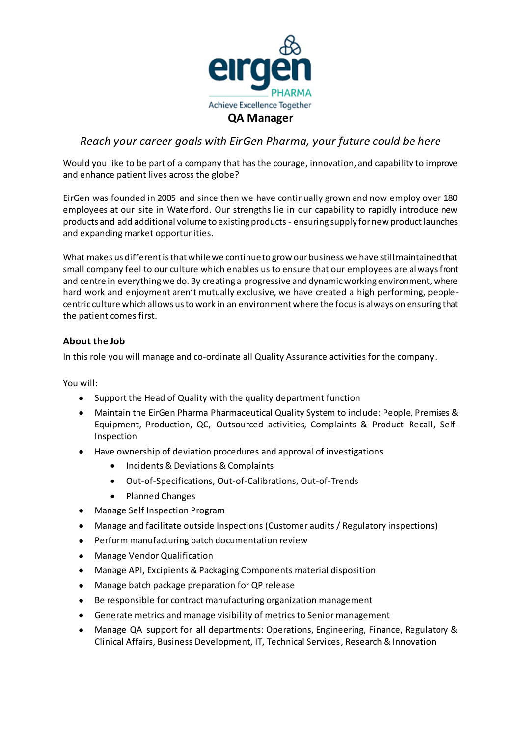eirgen PHARMA

Achieve Excellence Together

# QA Manager

*Reach your career goals with EirGen Pharma, your future could be here*

Would you like to be part of a company that has the courage, innovation, and capability to improve and enhance patient lives across the globe?

EirGen was founded in 2005 and since then we have continually grown and now employ over 180 employees at our site in Waterford. Our strengths lie in our capability to rapidly introduce new products and add additional volume to existing products - ensuring supply for new product launches and expanding market opportunities.

What makes us different is that while we continue to grow our business we have still maintained that small company feel to our culture which enables us to ensure that our employees are always front and centre in everything we do. By creating a progressive and dynamic working environment, where hard work and enjoyment aren't mutually exclusive, we have created a high performing, people-centric culture which allows us to work in an environment where the focus is always on ensuring that the patient comes first.

### About the Job

In this role you will manage and co-ordinate all Quality Assurance activities for the company.

You will:

- Support the Head of Quality with the quality department function
- Maintain the EirGen Pharma Pharmaceutical Quality System to include: People, Premises & Equipment, Production, QC, Outsourced activities, Complaints & Product Recall, Self-Inspection
- Have ownership of deviation procedures and approval of investigations
  - Incidents & Deviations & Complaints
  - Out-of-Specifications, Out-of-Calibrations, Out-of-Trends
  - Planned Changes
- Manage Self Inspection Program
- Manage and facilitate outside Inspections (Customer audits / Regulatory inspections)
- Perform manufacturing batch documentation review
- Manage Vendor Qualification
- Manage API, Excipients & Packaging Components material disposition
- Manage batch package preparation for QP release
- Be responsible for contract manufacturing organization management
- Generate metrics and manage visibility of metrics to Senior management
- Manage QA support for all departments: Operations, Engineering, Finance, Regulatory & Clinical Affairs, Business Development, IT, Technical Services, Research & Innovation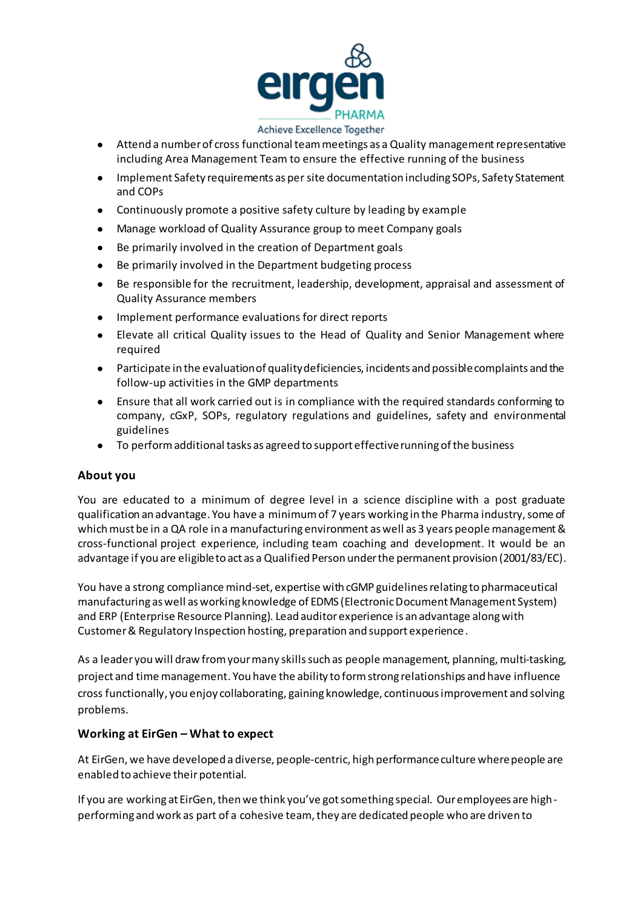- Attend a number of cross functional team meetings as a Quality management representative including Area Management Team to ensure the effective running of the business
- Implement Safety requirements as per site documentation including SOPs, Safety Statement and COPs
- Continuously promote a positive safety culture by leading by example
- Manage workload of Quality Assurance group to meet Company goals
- Be primarily involved in the creation of Department goals
- Be primarily involved in the Department budgeting process
- Be responsible for the recruitment, leadership, development, appraisal and assessment of Quality Assurance members
- Implement performance evaluations for direct reports
- Elevate all critical Quality issues to the Head of Quality and Senior Management where required
- Participate in the evaluation of quality deficiencies, incidents and possible complaints and the follow-up activities in the GMP departments
- Ensure that all work carried out is in compliance with the required standards conforming to company, cGxP, SOPs, regulatory regulations and guidelines, safety and environmental guidelines
- To perform additional tasks as agreed to support effective running of the business

### About you

You are educated to a minimum of degree level in a science discipline with a post graduate qualification an advantage. You have a minimum of 7 years working in the Pharma industry, some of which must be in a QA role in a manufacturing environment as well as 3 years people management & cross-functional project experience, including team coaching and development. It would be an advantage if you are eligible to act as a Qualified Person under the permanent provision (2001/83/EC).

You have a strong compliance mind-set, expertise with cGMP guidelines relating to pharmaceutical manufacturing as well as working knowledge of EDMS (Electronic Document Management System) and ERP (Enterprise Resource Planning). Lead auditor experience is an advantage along with Customer & Regulatory Inspection hosting, preparation and support experience.

As a leader you will draw from your many skills such as people management, planning, multi-tasking, project and time management. You have the ability to form strong relationships and have influence cross functionally, you enjoy collaborating, gaining knowledge, continuous improvement and solving problems.

### Working at EirGen – What to expect

At EirGen, we have developed a diverse, people-centric, high performance culture where people are enabled to achieve their potential.

If you are working at EirGen, then we think you've got something special. Our employees are high-performing and work as part of a cohesive team, they are dedicated people who are driven to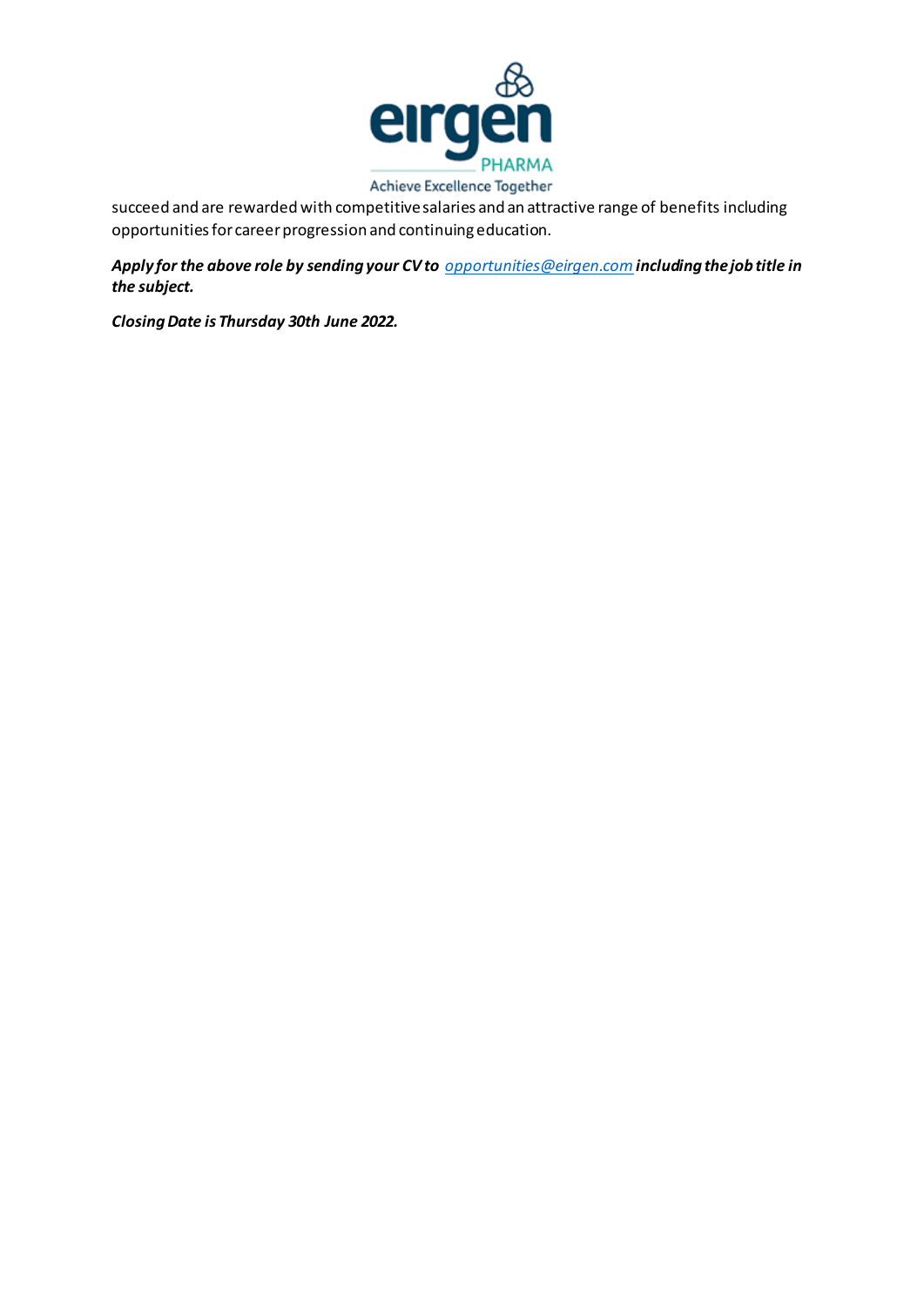succeed and are rewarded with competitive salaries and an attractive range of benefits including opportunities for career progression and continuing education.

***Apply for the above role by sending your CV to [opportunities@eirgen.com](mailto:opportunities@eirgen.com) including the job title in the subject.***

***Closing Date is Thursday 30th June 2022.***